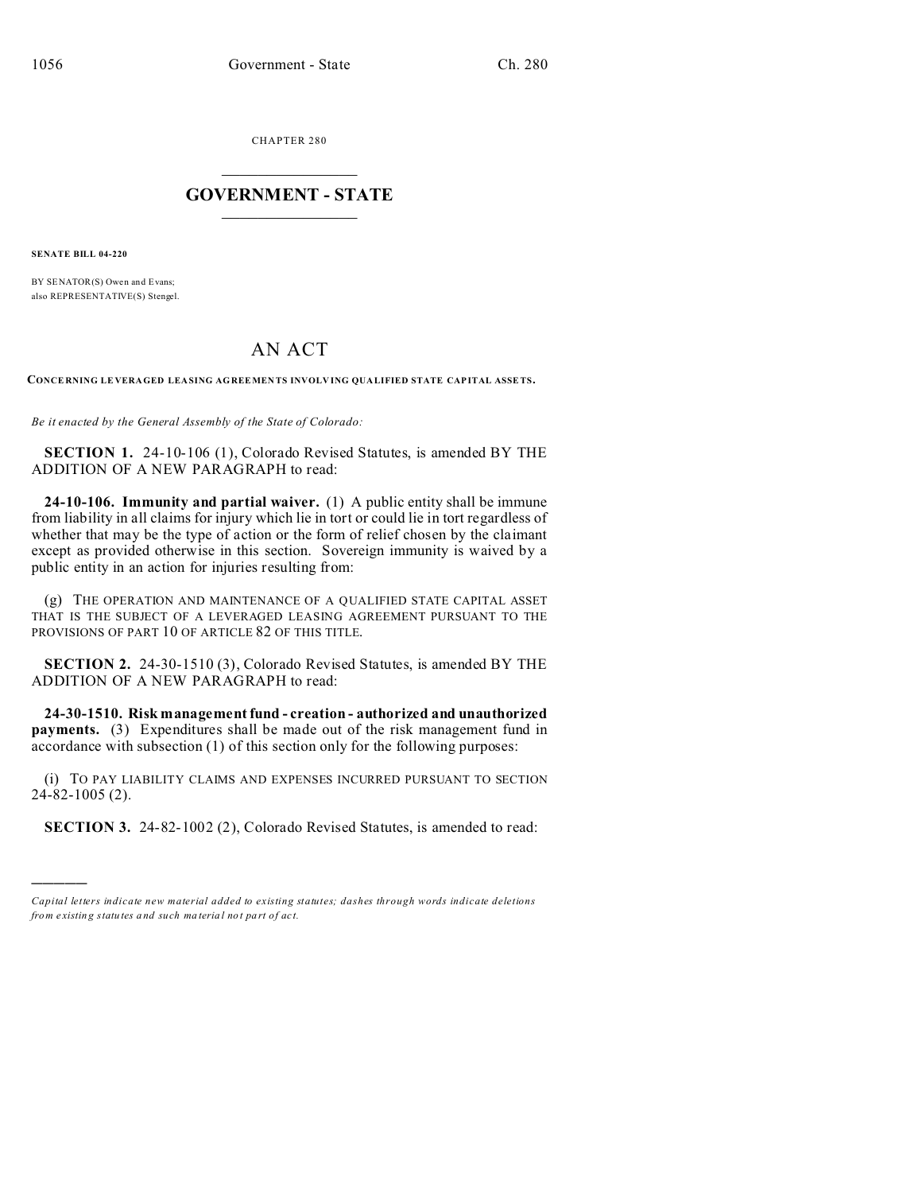CHAPTER 280

# GOVERNMENT - STATE

**SENATE BILL 04-220**

BY SENATOR(S) Owen and Evans;
also REPRESENTATIVE(S) Stengel.

# AN ACT

**CONCERNING LEVERAGED LEASING AGREEMENTS INVOLVING QUALIFIED STATE CAPITAL ASSETS.**

*Be it enacted by the General Assembly of the State of Colorado:*

**SECTION 1.** 24-10-106 (1), Colorado Revised Statutes, is amended BY THE ADDITION OF A NEW PARAGRAPH to read:

**24-10-106. Immunity and partial waiver.** (1) A public entity shall be immune from liability in all claims for injury which lie in tort or could lie in tort regardless of whether that may be the type of action or the form of relief chosen by the claimant except as provided otherwise in this section. Sovereign immunity is waived by a public entity in an action for injuries resulting from:

(g) THE OPERATION AND MAINTENANCE OF A QUALIFIED STATE CAPITAL ASSET THAT IS THE SUBJECT OF A LEVERAGED LEASING AGREEMENT PURSUANT TO THE PROVISIONS OF PART 10 OF ARTICLE 82 OF THIS TITLE.

**SECTION 2.** 24-30-1510 (3), Colorado Revised Statutes, is amended BY THE ADDITION OF A NEW PARAGRAPH to read:

**24-30-1510. Risk management fund - creation - authorized and unauthorized payments.** (3) Expenditures shall be made out of the risk management fund in accordance with subsection (1) of this section only for the following purposes:

(i) TO PAY LIABILITY CLAIMS AND EXPENSES INCURRED PURSUANT TO SECTION 24-82-1005 (2).

**SECTION 3.** 24-82-1002 (2), Colorado Revised Statutes, is amended to read:

---

*Capital letters indicate new material added to existing statutes; dashes through words indicate deletions from existing statutes and such material not part of act.*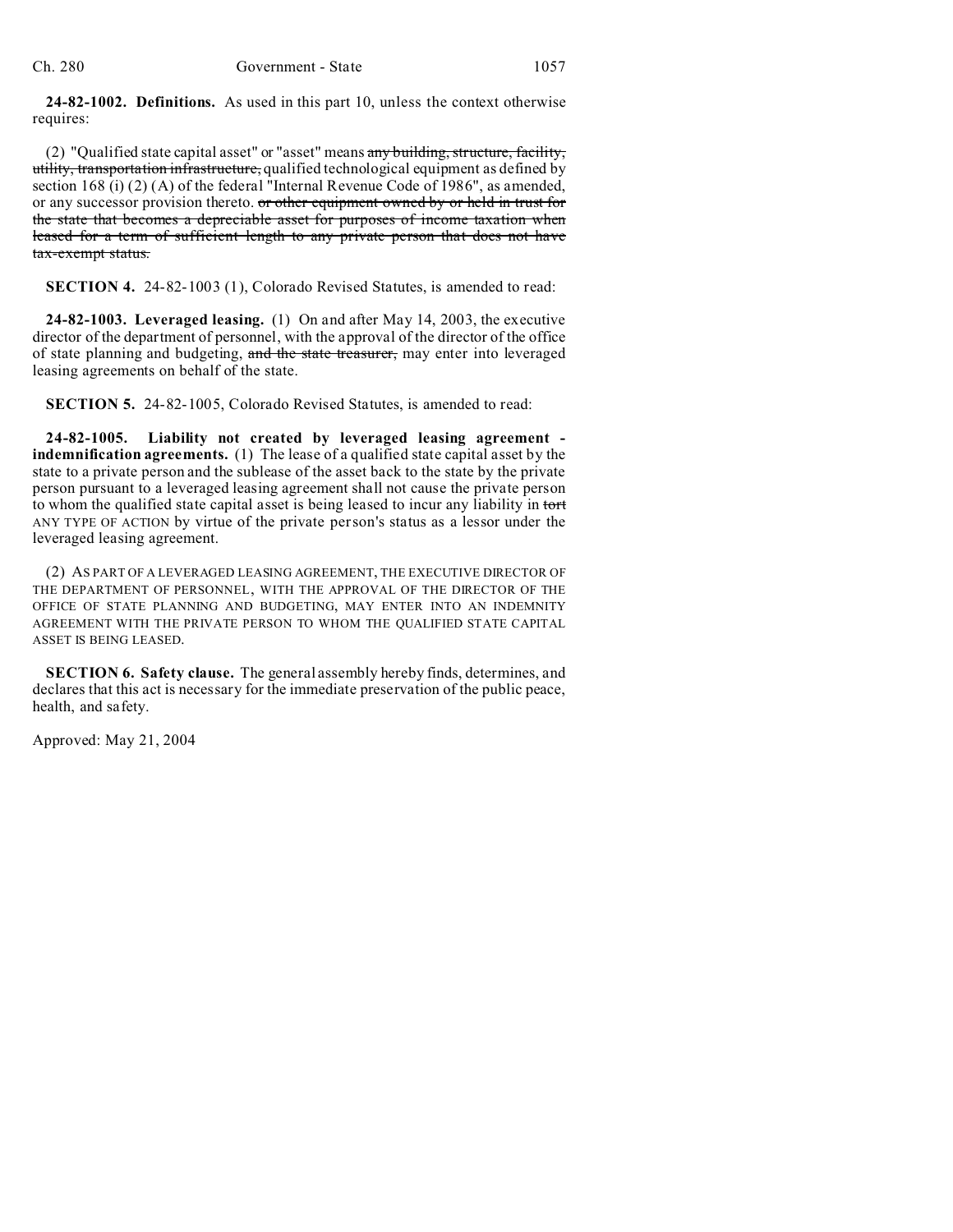**24-82-1002. Definitions.** As used in this part 10, unless the context otherwise requires:

(2) "Qualified state capital asset" or "asset" means ~~any building, structure, facility, utility, transportation infrastructure,~~ qualified technological equipment as defined by section 168 (i) (2) (A) of the federal "Internal Revenue Code of 1986", as amended, or any successor provision thereto. ~~or other equipment owned by or held in trust for the state that becomes a depreciable asset for purposes of income taxation when leased for a term of sufficient length to any private person that does not have tax-exempt status.~~

**SECTION 4.** 24-82-1003 (1), Colorado Revised Statutes, is amended to read:

**24-82-1003. Leveraged leasing.** (1) On and after May 14, 2003, the executive director of the department of personnel, with the approval of the director of the office of state planning and budgeting, ~~and the state treasurer,~~ may enter into leveraged leasing agreements on behalf of the state.

**SECTION 5.** 24-82-1005, Colorado Revised Statutes, is amended to read:

**24-82-1005. Liability not created by leveraged leasing agreement - indemnification agreements.** (1) The lease of a qualified state capital asset by the state to a private person and the sublease of the asset back to the state by the private person pursuant to a leveraged leasing agreement shall not cause the private person to whom the qualified state capital asset is being leased to incur any liability in ~~tort~~ ANY TYPE OF ACTION by virtue of the private person's status as a lessor under the leveraged leasing agreement.

(2) AS PART OF A LEVERAGED LEASING AGREEMENT, THE EXECUTIVE DIRECTOR OF THE DEPARTMENT OF PERSONNEL, WITH THE APPROVAL OF THE DIRECTOR OF THE OFFICE OF STATE PLANNING AND BUDGETING, MAY ENTER INTO AN INDEMNITY AGREEMENT WITH THE PRIVATE PERSON TO WHOM THE QUALIFIED STATE CAPITAL ASSET IS BEING LEASED.

**SECTION 6. Safety clause.** The general assembly hereby finds, determines, and declares that this act is necessary for the immediate preservation of the public peace, health, and safety.

Approved: May 21, 2004